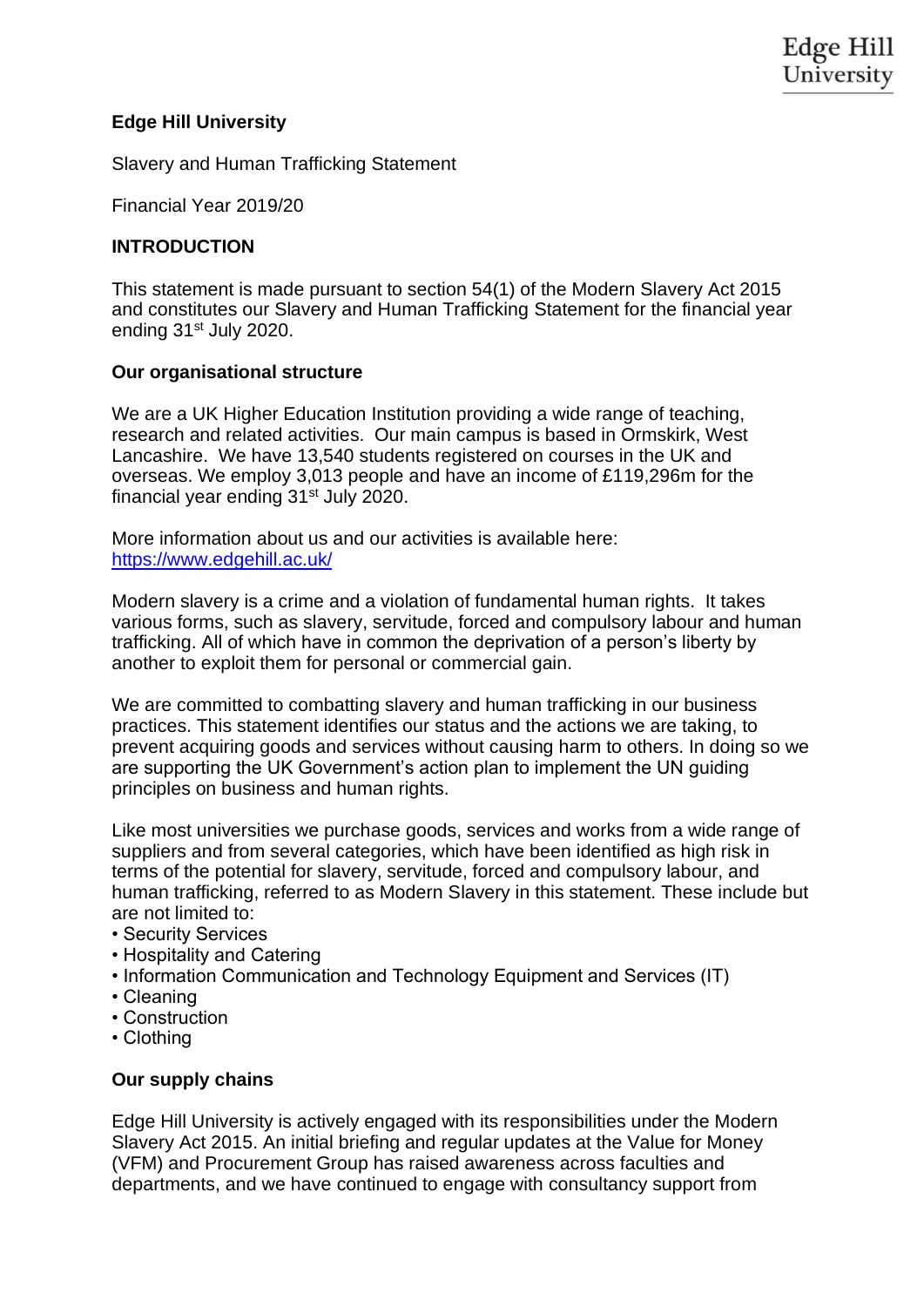**Edge Hill University**

Slavery and Human Trafficking Statement

Financial Year 2019/20

## INTRODUCTION

This statement is made pursuant to section 54(1) of the Modern Slavery Act 2015 and constitutes our Slavery and Human Trafficking Statement for the financial year ending 31st July 2020.

### Our organisational structure

We are a UK Higher Education Institution providing a wide range of teaching, research and related activities. Our main campus is based in Ormskirk, West Lancashire. We have 13,540 students registered on courses in the UK and overseas. We employ 3,013 people and have an income of £119,296m for the financial year ending 31st July 2020.

More information about us and our activities is available here: [https://www.edgehill.ac.uk/](https://www.edgehill.ac.uk/)

Modern slavery is a crime and a violation of fundamental human rights. It takes various forms, such as slavery, servitude, forced and compulsory labour and human trafficking. All of which have in common the deprivation of a person's liberty by another to exploit them for personal or commercial gain.

We are committed to combatting slavery and human trafficking in our business practices. This statement identifies our status and the actions we are taking, to prevent acquiring goods and services without causing harm to others. In doing so we are supporting the UK Government's action plan to implement the UN guiding principles on business and human rights.

Like most universities we purchase goods, services and works from a wide range of suppliers and from several categories, which have been identified as high risk in terms of the potential for slavery, servitude, forced and compulsory labour, and human trafficking, referred to as Modern Slavery in this statement. These include but are not limited to:

- Security Services
- Hospitality and Catering
- Information Communication and Technology Equipment and Services (IT)
- Cleaning
- Construction
- Clothing

### Our supply chains

Edge Hill University is actively engaged with its responsibilities under the Modern Slavery Act 2015. An initial briefing and regular updates at the Value for Money (VFM) and Procurement Group has raised awareness across faculties and departments, and we have continued to engage with consultancy support from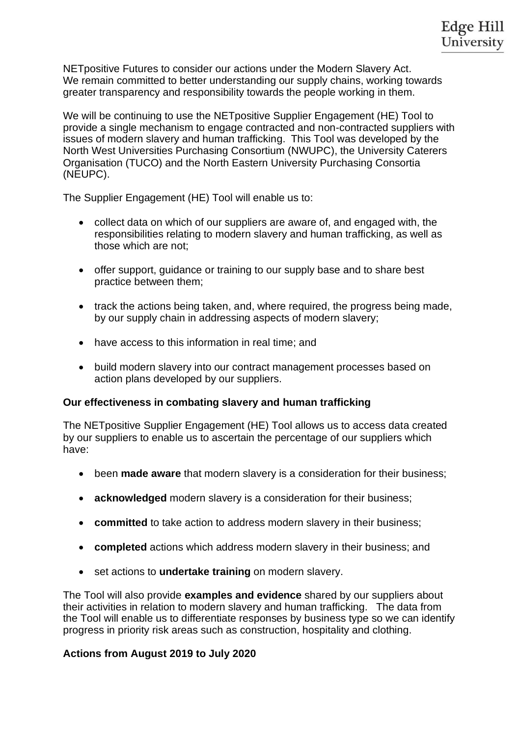NETpositive Futures to consider our actions under the Modern Slavery Act. We remain committed to better understanding our supply chains, working towards greater transparency and responsibility towards the people working in them.

We will be continuing to use the NETpositive Supplier Engagement (HE) Tool to provide a single mechanism to engage contracted and non-contracted suppliers with issues of modern slavery and human trafficking. This Tool was developed by the North West Universities Purchasing Consortium (NWUPC), the University Caterers Organisation (TUCO) and the North Eastern University Purchasing Consortia (NEUPC).

The Supplier Engagement (HE) Tool will enable us to:

- collect data on which of our suppliers are aware of, and engaged with, the responsibilities relating to modern slavery and human trafficking, as well as those which are not;
- offer support, guidance or training to our supply base and to share best practice between them;
- track the actions being taken, and, where required, the progress being made, by our supply chain in addressing aspects of modern slavery;
- have access to this information in real time; and
- build modern slavery into our contract management processes based on action plans developed by our suppliers.

**Our effectiveness in combating slavery and human trafficking**

The NETpositive Supplier Engagement (HE) Tool allows us to access data created by our suppliers to enable us to ascertain the percentage of our suppliers which have:

- been **made aware** that modern slavery is a consideration for their business;
- **acknowledged** modern slavery is a consideration for their business;
- **committed** to take action to address modern slavery in their business;
- **completed** actions which address modern slavery in their business; and
- set actions to **undertake training** on modern slavery.

The Tool will also provide **examples and evidence** shared by our suppliers about their activities in relation to modern slavery and human trafficking. The data from the Tool will enable us to differentiate responses by business type so we can identify progress in priority risk areas such as construction, hospitality and clothing.

**Actions from August 2019 to July 2020**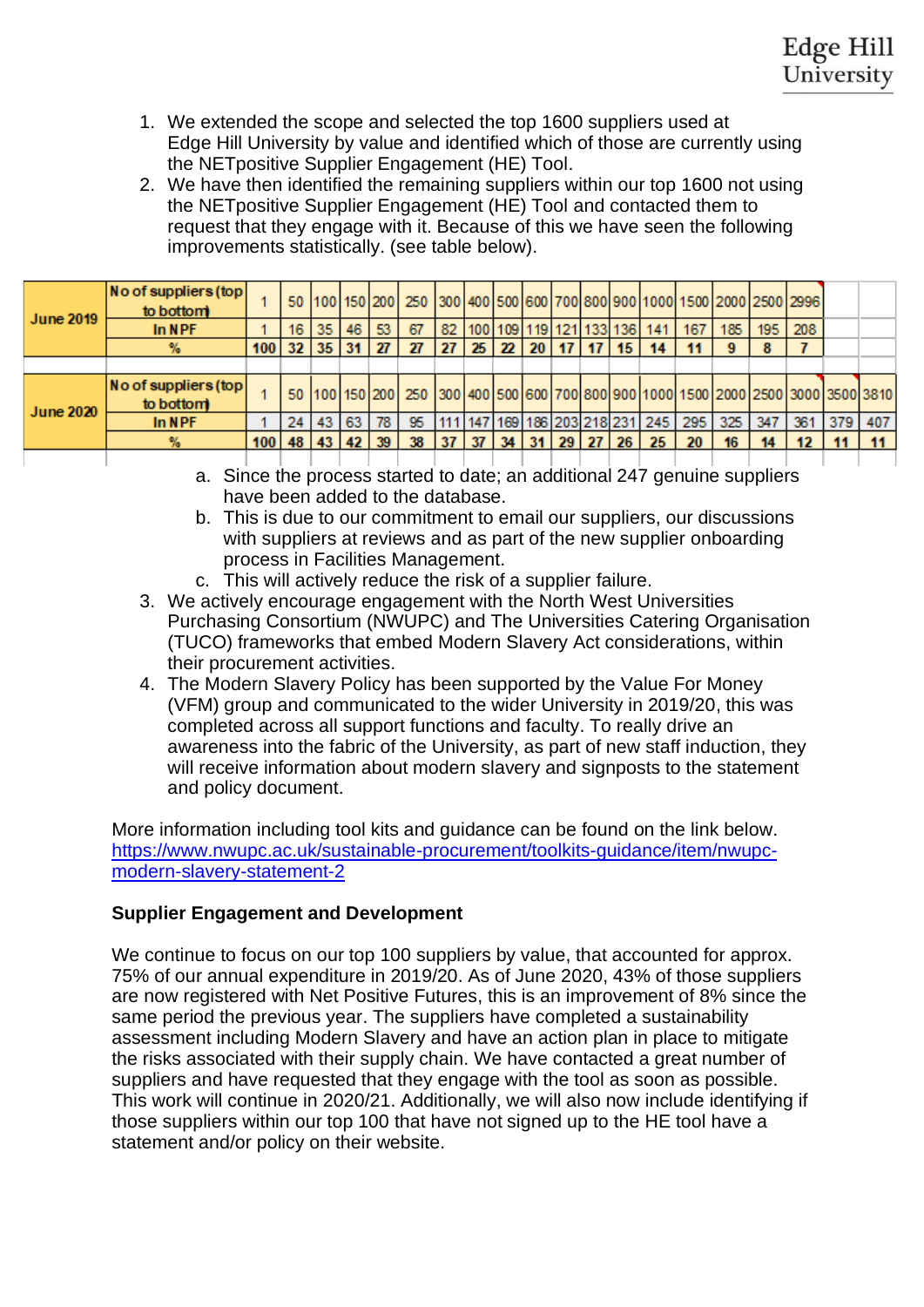1. We extended the scope and selected the top 1600 suppliers used at Edge Hill University by value and identified which of those are currently using the NETpositive Supplier Engagement (HE) Tool.
2. We have then identified the remaining suppliers within our top 1600 not using the NETpositive Supplier Engagement (HE) Tool and contacted them to request that they engage with it. Because of this we have seen the following improvements statistically. (see table below).

| | | | | | | | | | | | | | | | | | | | | | | | |
|---|---|---|---|---|---|---|---|---|---|---|---|---|---|---|---|---|---|---|---|---|---|---|---|
| June 2019 | No of suppliers (top to bottom) | 1 | 50 | 100 | 150 | 200 | 250 | 300 | 400 | 500 | 600 | 700 | 800 | 900 | 1000 | 1500 | 2000 | 2500 | 2996 | | |
| | In NPF | 1 | 16 | 35 | 46 | 53 | 67 | 82 | 100 | 109 | 119 | 121 | 133 | 136 | 141 | 167 | 185 | 195 | 208 | | |
| | % | 100 | 32 | 35 | 31 | 27 | 27 | 27 | 25 | 22 | 20 | 17 | 17 | 15 | 14 | 11 | 9 | 8 | 7 | | |
| | | | | | | | | | | | | | | | | | | | | | |
| June 2020 | No of suppliers (top to bottom) | 1 | 50 | 100 | 150 | 200 | 250 | 300 | 400 | 500 | 600 | 700 | 800 | 900 | 1000 | 1500 | 2000 | 2500 | 3000 | 3500 | 3810 |
| | In NPF | 1 | 24 | 43 | 63 | 78 | 95 | 111 | 147 | 169 | 186 | 203 | 218 | 231 | 245 | 295 | 325 | 347 | 361 | 379 | 407 |
| | % | 100 | 48 | 43 | 42 | 39 | 38 | 37 | 37 | 34 | 31 | 29 | 27 | 26 | 25 | 20 | 16 | 14 | 12 | 11 | 11 |

   a. Since the process started to date; an additional 247 genuine suppliers have been added to the database.
   b. This is due to our commitment to email our suppliers, our discussions with suppliers at reviews and as part of the new supplier onboarding process in Facilities Management.
   c. This will actively reduce the risk of a supplier failure.
3. We actively encourage engagement with the North West Universities Purchasing Consortium (NWUPC) and The Universities Catering Organisation (TUCO) frameworks that embed Modern Slavery Act considerations, within their procurement activities.
4. The Modern Slavery Policy has been supported by the Value For Money (VFM) group and communicated to the wider University in 2019/20, this was completed across all support functions and faculty. To really drive an awareness into the fabric of the University, as part of new staff induction, they will receive information about modern slavery and signposts to the statement and policy document.

More information including tool kits and guidance can be found on the link below.
[https://www.nwupc.ac.uk/sustainable-procurement/toolkits-guidance/item/nwupc-modern-slavery-statement-2](https://www.nwupc.ac.uk/sustainable-procurement/toolkits-guidance/item/nwupc-modern-slavery-statement-2)

**Supplier Engagement and Development**

We continue to focus on our top 100 suppliers by value, that accounted for approx. 75% of our annual expenditure in 2019/20. As of June 2020, 43% of those suppliers are now registered with Net Positive Futures, this is an improvement of 8% since the same period the previous year. The suppliers have completed a sustainability assessment including Modern Slavery and have an action plan in place to mitigate the risks associated with their supply chain. We have contacted a great number of suppliers and have requested that they engage with the tool as soon as possible. This work will continue in 2020/21. Additionally, we will also now include identifying if those suppliers within our top 100 that have not signed up to the HE tool have a statement and/or policy on their website.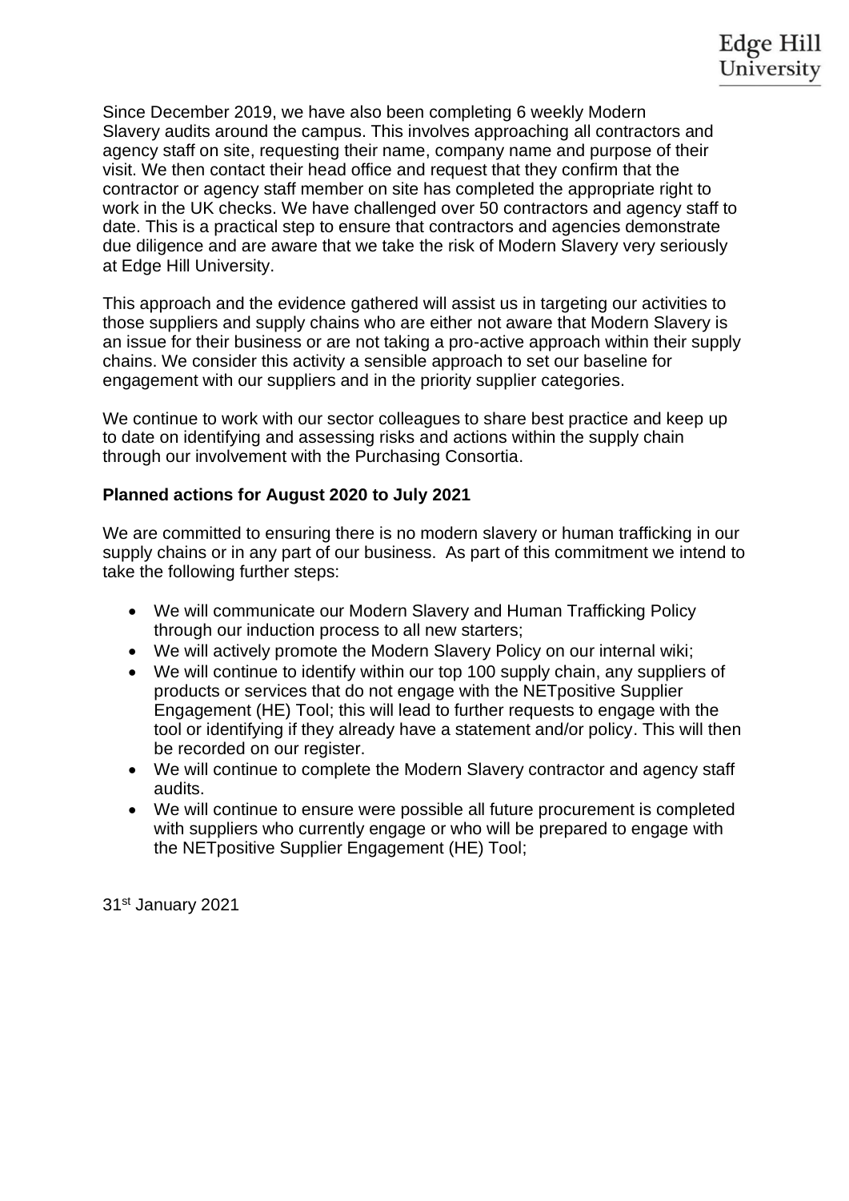Since December 2019, we have also been completing 6 weekly Modern Slavery audits around the campus. This involves approaching all contractors and agency staff on site, requesting their name, company name and purpose of their visit. We then contact their head office and request that they confirm that the contractor or agency staff member on site has completed the appropriate right to work in the UK checks. We have challenged over 50 contractors and agency staff to date. This is a practical step to ensure that contractors and agencies demonstrate due diligence and are aware that we take the risk of Modern Slavery very seriously at Edge Hill University.

This approach and the evidence gathered will assist us in targeting our activities to those suppliers and supply chains who are either not aware that Modern Slavery is an issue for their business or are not taking a pro-active approach within their supply chains. We consider this activity a sensible approach to set our baseline for engagement with our suppliers and in the priority supplier categories.

We continue to work with our sector colleagues to share best practice and keep up to date on identifying and assessing risks and actions within the supply chain through our involvement with the Purchasing Consortia.

**Planned actions for August 2020 to July 2021**

We are committed to ensuring there is no modern slavery or human trafficking in our supply chains or in any part of our business. As part of this commitment we intend to take the following further steps:

- We will communicate our Modern Slavery and Human Trafficking Policy through our induction process to all new starters;
- We will actively promote the Modern Slavery Policy on our internal wiki;
- We will continue to identify within our top 100 supply chain, any suppliers of products or services that do not engage with the NETpositive Supplier Engagement (HE) Tool; this will lead to further requests to engage with the tool or identifying if they already have a statement and/or policy. This will then be recorded on our register.
- We will continue to complete the Modern Slavery contractor and agency staff audits.
- We will continue to ensure were possible all future procurement is completed with suppliers who currently engage or who will be prepared to engage with the NETpositive Supplier Engagement (HE) Tool;

31st January 2021